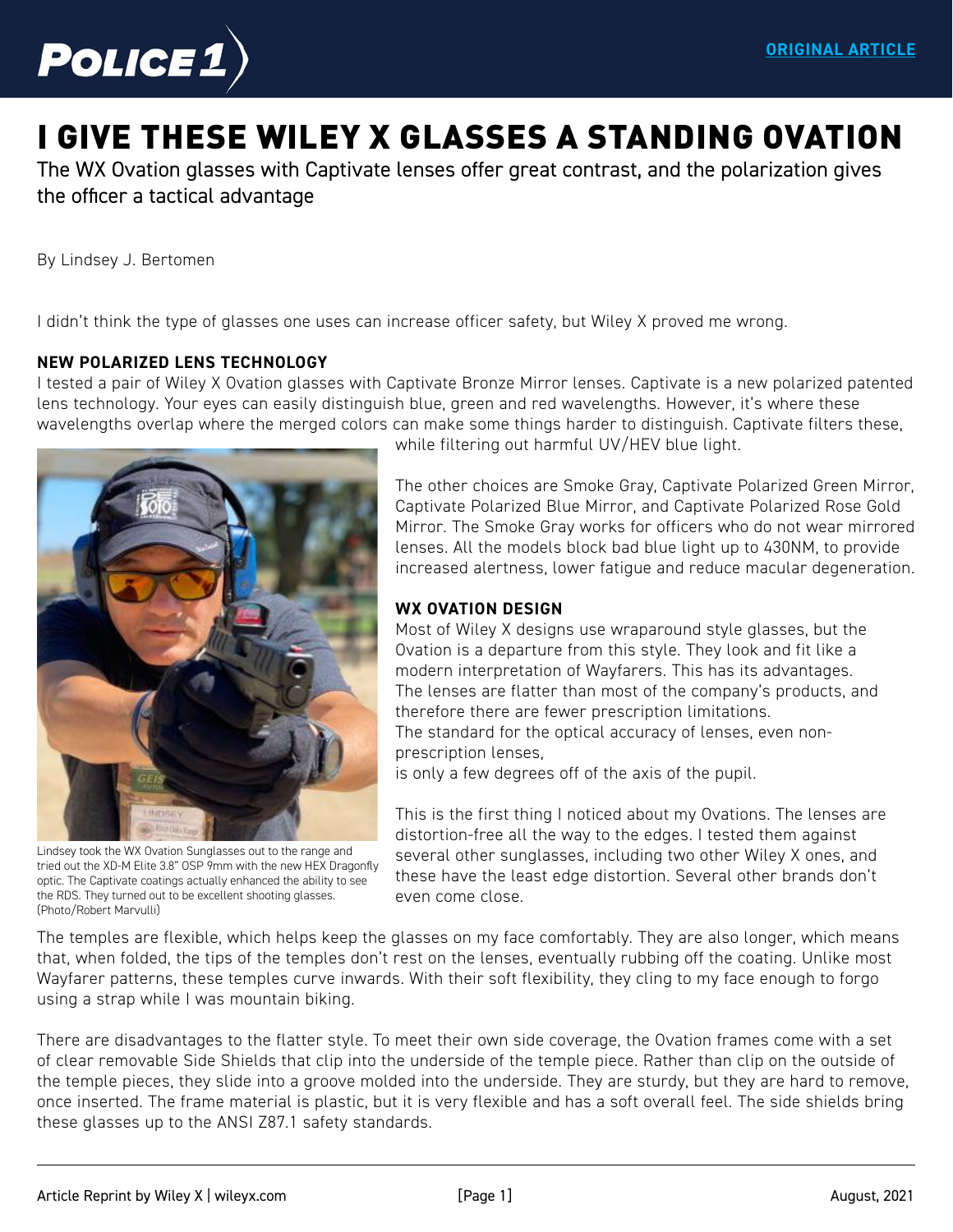ORIGINAL ARTICLE

# I GIVE THESE WILEY X GLASSES A STANDING OVATION

The WX Ovation glasses with Captivate lenses offer great contrast, and the polarization gives the officer a tactical advantage

By Lindsey J. Bertomen

I didn't think the type of glasses one uses can increase officer safety, but Wiley X proved me wrong.

## NEW POLARIZED LENS TECHNOLOGY

I tested a pair of Wiley X Ovation glasses with Captivate Bronze Mirror lenses. Captivate is a new polarized patented lens technology. Your eyes can easily distinguish blue, green and red wavelengths. However, it's where these wavelengths overlap where the merged colors can make some things harder to distinguish. Captivate filters these, while filtering out harmful UV/HEV blue light.

Lindsey took the WX Ovation Sunglasses out to the range and tried out the XD-M Elite 3.8" OSP 9mm with the new HEX Dragonfly optic. The Captivate coatings actually enhanced the ability to see the RDS. They turned out to be excellent shooting glasses. (Photo/Robert Marvulli)

The other choices are Smoke Gray, Captivate Polarized Green Mirror, Captivate Polarized Blue Mirror, and Captivate Polarized Rose Gold Mirror. The Smoke Gray works for officers who do not wear mirrored lenses. All the models block bad blue light up to 430NM, to provide increased alertness, lower fatigue and reduce macular degeneration.

## WX OVATION DESIGN

Most of Wiley X designs use wraparound style glasses, but the Ovation is a departure from this style. They look and fit like a modern interpretation of Wayfarers. This has its advantages. The lenses are flatter than most of the company's products, and therefore there are fewer prescription limitations.
The standard for the optical accuracy of lenses, even non-prescription lenses,
is only a few degrees off of the axis of the pupil.

This is the first thing I noticed about my Ovations. The lenses are distortion-free all the way to the edges. I tested them against several other sunglasses, including two other Wiley X ones, and these have the least edge distortion. Several other brands don't even come close.

The temples are flexible, which helps keep the glasses on my face comfortably. They are also longer, which means that, when folded, the tips of the temples don't rest on the lenses, eventually rubbing off the coating. Unlike most Wayfarer patterns, these temples curve inwards. With their soft flexibility, they cling to my face enough to forgo using a strap while I was mountain biking.

There are disadvantages to the flatter style. To meet their own side coverage, the Ovation frames come with a set of clear removable Side Shields that clip into the underside of the temple piece. Rather than clip on the outside of the temple pieces, they slide into a groove molded into the underside. They are sturdy, but they are hard to remove, once inserted. The frame material is plastic, but it is very flexible and has a soft overall feel. The side shields bring these glasses up to the ANSI Z87.1 safety standards.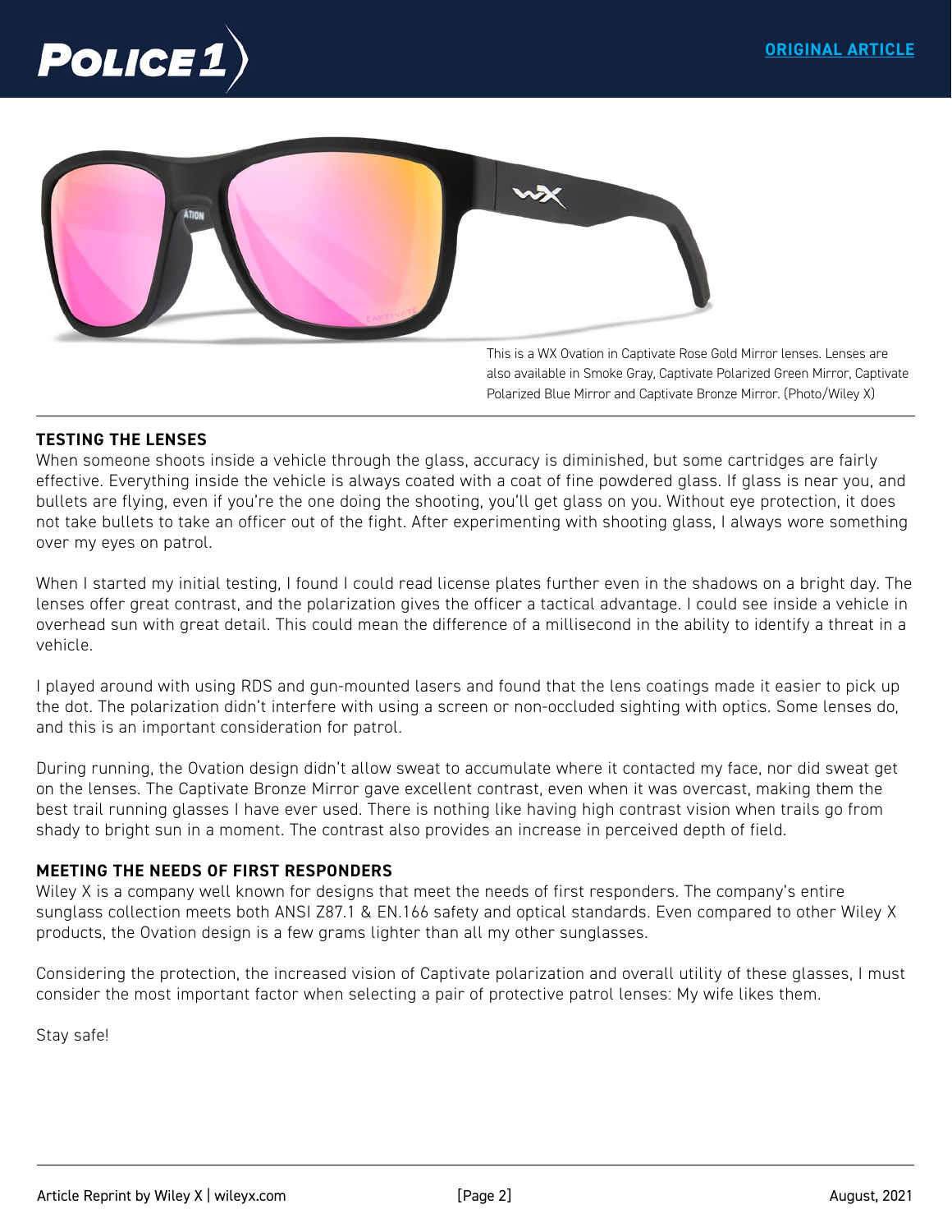This is a WX Ovation in Captivate Rose Gold Mirror lenses. Lenses are also available in Smoke Gray, Captivate Polarized Green Mirror, Captivate Polarized Blue Mirror and Captivate Bronze Mirror. (Photo/Wiley X)

## TESTING THE LENSES

When someone shoots inside a vehicle through the glass, accuracy is diminished, but some cartridges are fairly effective. Everything inside the vehicle is always coated with a coat of fine powdered glass. If glass is near you, and bullets are flying, even if you're the one doing the shooting, you'll get glass on you. Without eye protection, it does not take bullets to take an officer out of the fight. After experimenting with shooting glass, I always wore something over my eyes on patrol.

When I started my initial testing, I found I could read license plates further even in the shadows on a bright day. The lenses offer great contrast, and the polarization gives the officer a tactical advantage. I could see inside a vehicle in overhead sun with great detail. This could mean the difference of a millisecond in the ability to identify a threat in a vehicle.

I played around with using RDS and gun-mounted lasers and found that the lens coatings made it easier to pick up the dot. The polarization didn't interfere with using a screen or non-occluded sighting with optics. Some lenses do, and this is an important consideration for patrol.

During running, the Ovation design didn't allow sweat to accumulate where it contacted my face, nor did sweat get on the lenses. The Captivate Bronze Mirror gave excellent contrast, even when it was overcast, making them the best trail running glasses I have ever used. There is nothing like having high contrast vision when trails go from shady to bright sun in a moment. The contrast also provides an increase in perceived depth of field.

## MEETING THE NEEDS OF FIRST RESPONDERS

Wiley X is a company well known for designs that meet the needs of first responders. The company's entire sunglass collection meets both ANSI Z87.1 & EN.166 safety and optical standards. Even compared to other Wiley X products, the Ovation design is a few grams lighter than all my other sunglasses.

Considering the protection, the increased vision of Captivate polarization and overall utility of these glasses, I must consider the most important factor when selecting a pair of protective patrol lenses: My wife likes them.

Stay safe!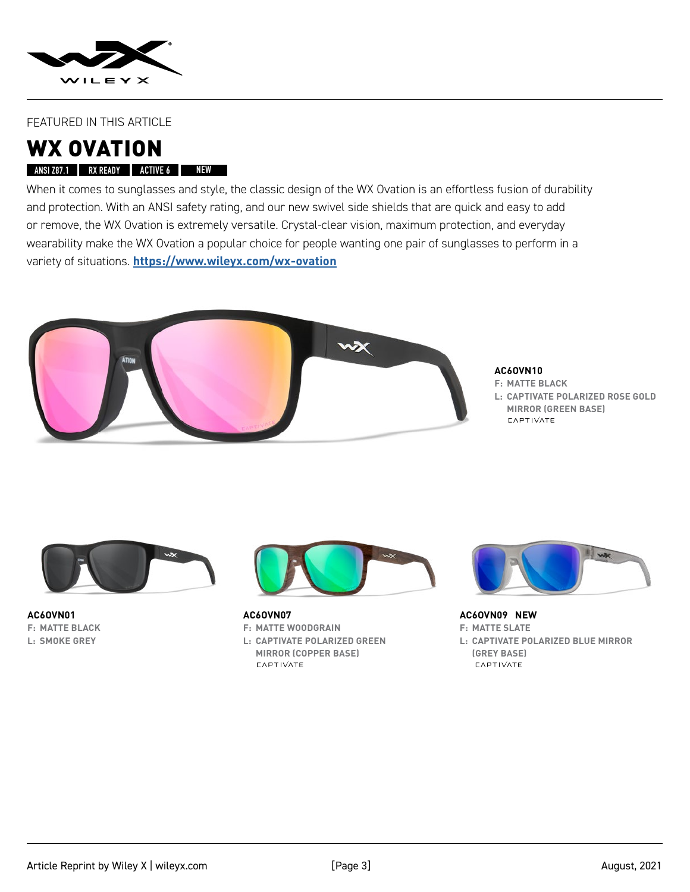FEATURED IN THIS ARTICLE

# WX OVATION

ANSI Z87.1 | RX READY | ACTIVE 6 | NEW

When it comes to sunglasses and style, the classic design of the WX Ovation is an effortless fusion of durability and protection. With an ANSI safety rating, and our new swivel side shields that are quick and easy to add or remove, the WX Ovation is extremely versatile. Crystal-clear vision, maximum protection, and everyday wearability make the WX Ovation a popular choice for people wanting one pair of sunglasses to perform in a variety of situations. **https://www.wileyx.com/wx-ovation**

**AC6OVN10**
F: MATTE BLACK
L: CAPTIVATE POLARIZED ROSE GOLD MIRROR (GREEN BASE)
CAPTIVATE

**AC6OVN01**
F: MATTE BLACK
L: SMOKE GREY

**AC6OVN07**
F: MATTE WOODGRAIN
L: CAPTIVATE POLARIZED GREEN MIRROR (COPPER BASE)
CAPTIVATE

**AC6OVN09 NEW**
F: MATTE SLATE
L: CAPTIVATE POLARIZED BLUE MIRROR (GREY BASE)
CAPTIVATE